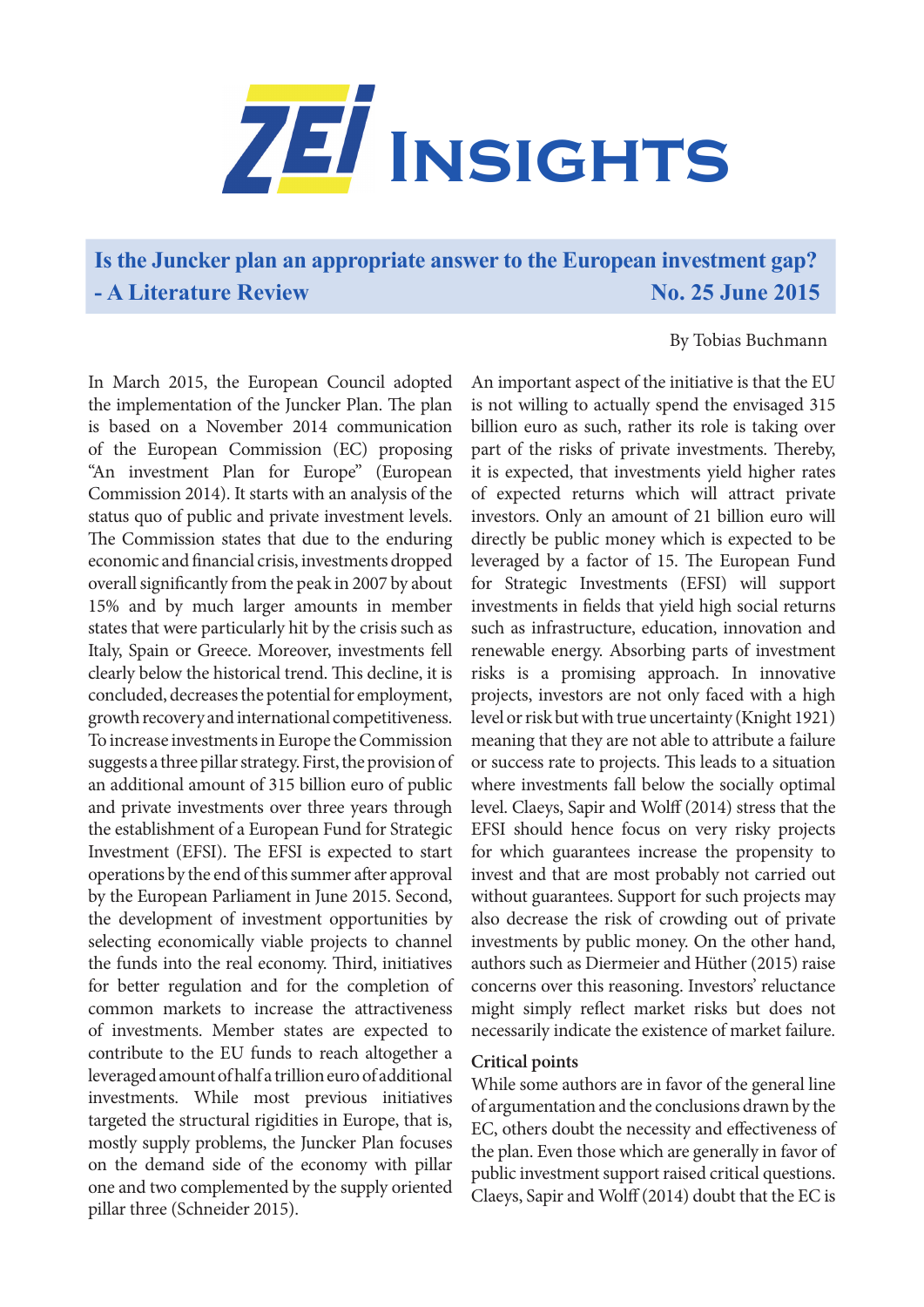# ZEI Insights

## Is the Juncker plan an appropriate answer to the European investment gap? - A Literature Review

**No. 25 June 2015**

By Tobias Buchmann

In March 2015, the European Council adopted the implementation of the Juncker Plan. The plan is based on a November 2014 communication of the European Commission (EC) proposing "An investment Plan for Europe" (European Commission 2014). It starts with an analysis of the status quo of public and private investment levels. The Commission states that due to the enduring economic and financial crisis, investments dropped overall significantly from the peak in 2007 by about 15% and by much larger amounts in member states that were particularly hit by the crisis such as Italy, Spain or Greece. Moreover, investments fell clearly below the historical trend. This decline, it is concluded, decreases the potential for employment, growth recovery and international competitiveness. To increase investments in Europe the Commission suggests a three pillar strategy. First, the provision of an additional amount of 315 billion euro of public and private investments over three years through the establishment of a European Fund for Strategic Investment (EFSI). The EFSI is expected to start operations by the end of this summer after approval by the European Parliament in June 2015. Second, the development of investment opportunities by selecting economically viable projects to channel the funds into the real economy. Third, initiatives for better regulation and for the completion of common markets to increase the attractiveness of investments. Member states are expected to contribute to the EU funds to reach altogether a leveraged amount of half a trillion euro of additional investments. While most previous initiatives targeted the structural rigidities in Europe, that is, mostly supply problems, the Juncker Plan focuses on the demand side of the economy with pillar one and two complemented by the supply oriented pillar three (Schneider 2015).

An important aspect of the initiative is that the EU is not willing to actually spend the envisaged 315 billion euro as such, rather its role is taking over part of the risks of private investments. Thereby, it is expected, that investments yield higher rates of expected returns which will attract private investors. Only an amount of 21 billion euro will directly be public money which is expected to be leveraged by a factor of 15. The European Fund for Strategic Investments (EFSI) will support investments in fields that yield high social returns such as infrastructure, education, innovation and renewable energy. Absorbing parts of investment risks is a promising approach. In innovative projects, investors are not only faced with a high level or risk but with true uncertainty (Knight 1921) meaning that they are not able to attribute a failure or success rate to projects. This leads to a situation where investments fall below the socially optimal level. Claeys, Sapir and Wolff (2014) stress that the EFSI should hence focus on very risky projects for which guarantees increase the propensity to invest and that are most probably not carried out without guarantees. Support for such projects may also decrease the risk of crowding out of private investments by public money. On the other hand, authors such as Diermeier and Hüther (2015) raise concerns over this reasoning. Investors' reluctance might simply reflect market risks but does not necessarily indicate the existence of market failure.

### Critical points

While some authors are in favor of the general line of argumentation and the conclusions drawn by the EC, others doubt the necessity and effectiveness of the plan. Even those which are generally in favor of public investment support raised critical questions. Claeys, Sapir and Wolff (2014) doubt that the EC is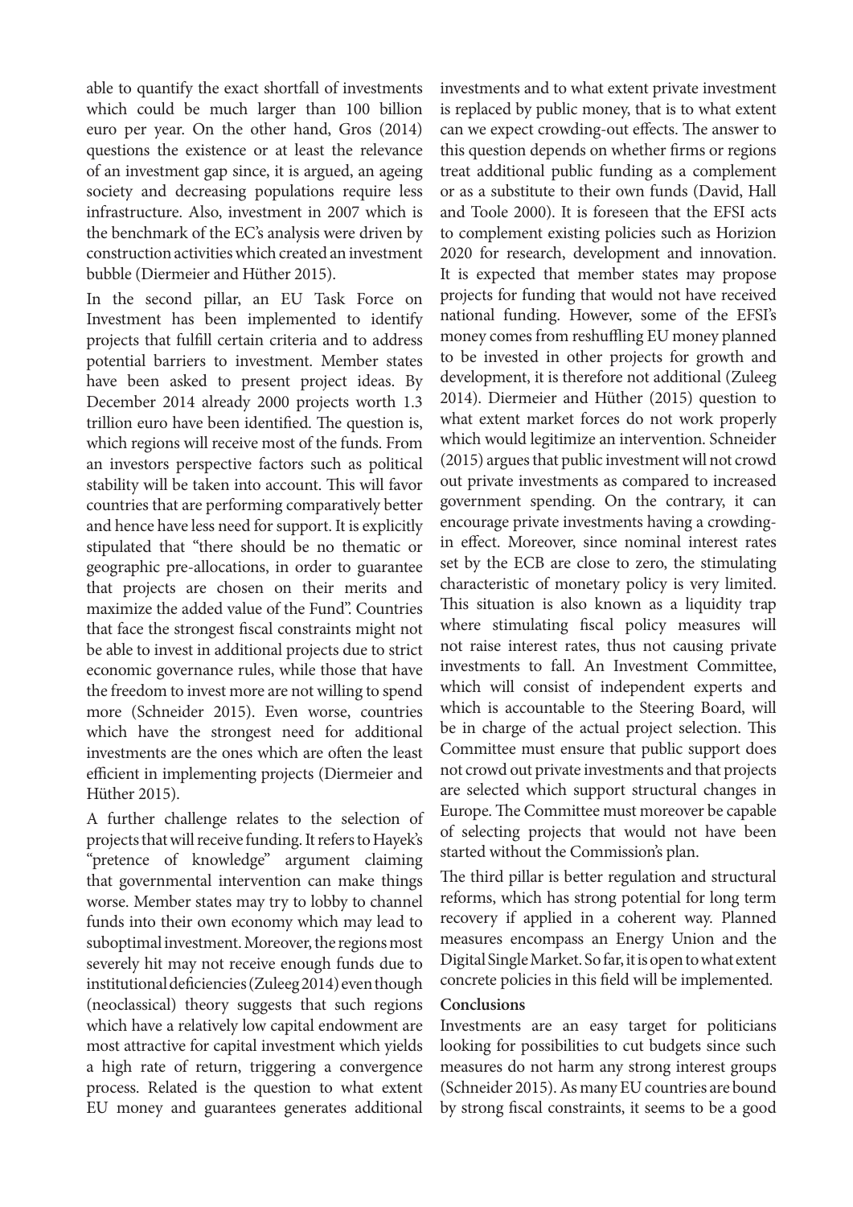able to quantify the exact shortfall of investments which could be much larger than 100 billion euro per year. On the other hand, Gros (2014) questions the existence or at least the relevance of an investment gap since, it is argued, an ageing society and decreasing populations require less infrastructure. Also, investment in 2007 which is the benchmark of the EC's analysis were driven by construction activities which created an investment bubble (Diermeier and Hüther 2015).

In the second pillar, an EU Task Force on Investment has been implemented to identify projects that fulfill certain criteria and to address potential barriers to investment. Member states have been asked to present project ideas. By December 2014 already 2000 projects worth 1.3 trillion euro have been identified. The question is, which regions will receive most of the funds. From an investors perspective factors such as political stability will be taken into account. This will favor countries that are performing comparatively better and hence have less need for support. It is explicitly stipulated that "there should be no thematic or geographic pre-allocations, in order to guarantee that projects are chosen on their merits and maximize the added value of the Fund". Countries that face the strongest fiscal constraints might not be able to invest in additional projects due to strict economic governance rules, while those that have the freedom to invest more are not willing to spend more (Schneider 2015). Even worse, countries which have the strongest need for additional investments are the ones which are often the least efficient in implementing projects (Diermeier and Hüther 2015).

A further challenge relates to the selection of projects that will receive funding. It refers to Hayek's "pretence of knowledge" argument claiming that governmental intervention can make things worse. Member states may try to lobby to channel funds into their own economy which may lead to suboptimal investment. Moreover, the regions most severely hit may not receive enough funds due to institutional deficiencies (Zuleeg 2014) even though (neoclassical) theory suggests that such regions which have a relatively low capital endowment are most attractive for capital investment which yields a high rate of return, triggering a convergence process. Related is the question to what extent EU money and guarantees generates additional investments and to what extent private investment is replaced by public money, that is to what extent can we expect crowding-out effects. The answer to this question depends on whether firms or regions treat additional public funding as a complement or as a substitute to their own funds (David, Hall and Toole 2000). It is foreseen that the EFSI acts to complement existing policies such as Horizion 2020 for research, development and innovation. It is expected that member states may propose projects for funding that would not have received national funding. However, some of the EFSI's money comes from reshuffling EU money planned to be invested in other projects for growth and development, it is therefore not additional (Zuleeg 2014). Diermeier and Hüther (2015) question to what extent market forces do not work properly which would legitimize an intervention. Schneider (2015) argues that public investment will not crowd out private investments as compared to increased government spending. On the contrary, it can encourage private investments having a crowding-in effect. Moreover, since nominal interest rates set by the ECB are close to zero, the stimulating characteristic of monetary policy is very limited. This situation is also known as a liquidity trap where stimulating fiscal policy measures will not raise interest rates, thus not causing private investments to fall. An Investment Committee, which will consist of independent experts and which is accountable to the Steering Board, will be in charge of the actual project selection. This Committee must ensure that public support does not crowd out private investments and that projects are selected which support structural changes in Europe. The Committee must moreover be capable of selecting projects that would not have been started without the Commission's plan.

The third pillar is better regulation and structural reforms, which has strong potential for long term recovery if applied in a coherent way. Planned measures encompass an Energy Union and the Digital Single Market. So far, it is open to what extent concrete policies in this field will be implemented.

**Conclusions**

Investments are an easy target for politicians looking for possibilities to cut budgets since such measures do not harm any strong interest groups (Schneider 2015). As many EU countries are bound by strong fiscal constraints, it seems to be a good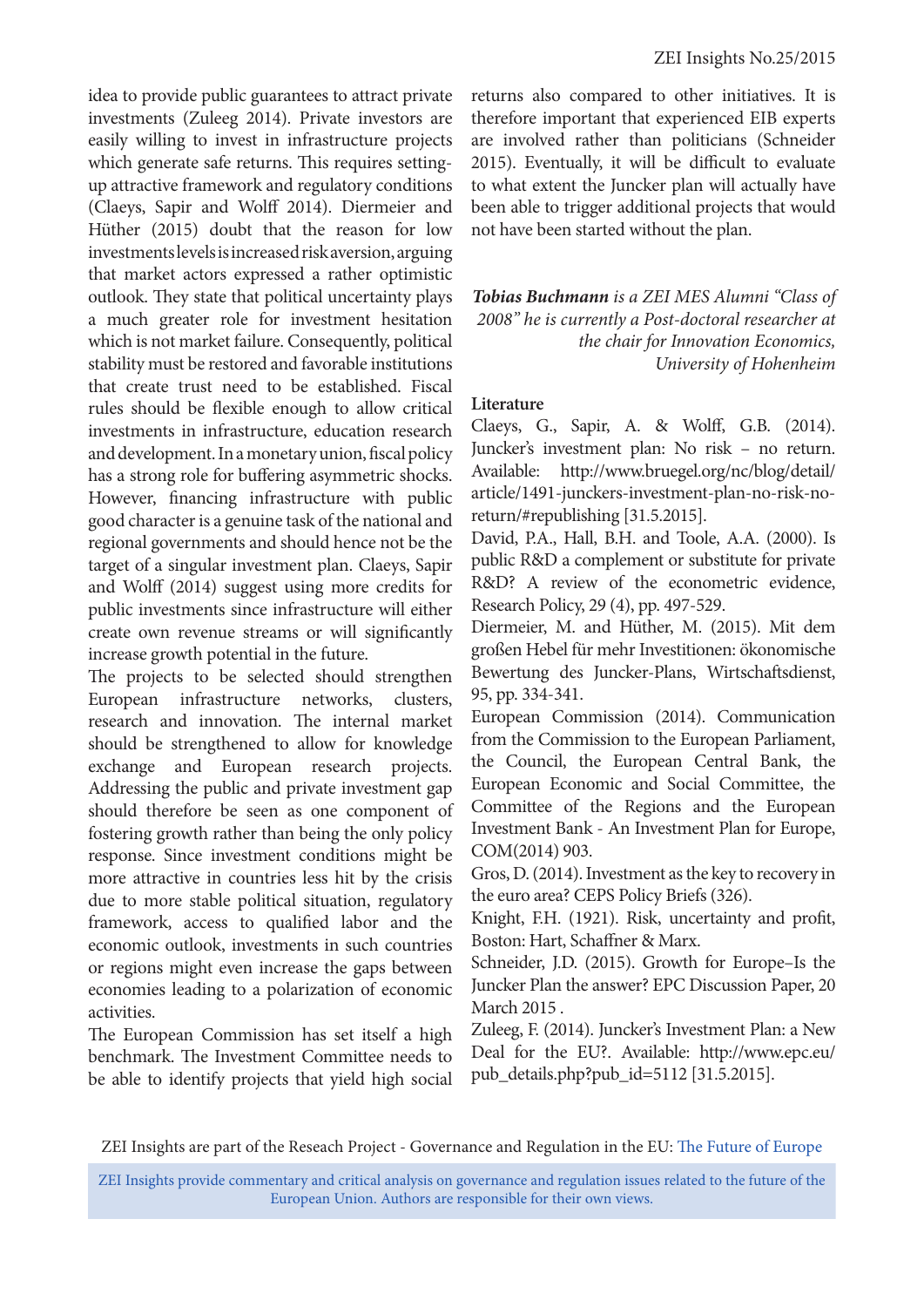idea to provide public guarantees to attract private investments (Zuleeg 2014). Private investors are easily willing to invest in infrastructure projects which generate safe returns. This requires setting-up attractive framework and regulatory conditions (Claeys, Sapir and Wolff 2014). Diermeier and Hüther (2015) doubt that the reason for low investments levels is increased risk aversion, arguing that market actors expressed a rather optimistic outlook. They state that political uncertainty plays a much greater role for investment hesitation which is not market failure. Consequently, political stability must be restored and favorable institutions that create trust need to be established. Fiscal rules should be flexible enough to allow critical investments in infrastructure, education research and development. In a monetary union, fiscal policy has a strong role for buffering asymmetric shocks. However, financing infrastructure with public good character is a genuine task of the national and regional governments and should hence not be the target of a singular investment plan. Claeys, Sapir and Wolff (2014) suggest using more credits for public investments since infrastructure will either create own revenue streams or will significantly increase growth potential in the future.

The projects to be selected should strengthen European infrastructure networks, clusters, research and innovation. The internal market should be strengthened to allow for knowledge exchange and European research projects. Addressing the public and private investment gap should therefore be seen as one component of fostering growth rather than being the only policy response. Since investment conditions might be more attractive in countries less hit by the crisis due to more stable political situation, regulatory framework, access to qualified labor and the economic outlook, investments in such countries or regions might even increase the gaps between economies leading to a polarization of economic activities.

The European Commission has set itself a high benchmark. The Investment Committee needs to be able to identify projects that yield high social returns also compared to other initiatives. It is therefore important that experienced EIB experts are involved rather than politicians (Schneider 2015). Eventually, it will be difficult to evaluate to what extent the Juncker plan will actually have been able to trigger additional projects that would not have been started without the plan.

***Tobias Buchmann*** *is a ZEI MES Alumni "Class of 2008" he is currently a Post-doctoral researcher at the chair for Innovation Economics, University of Hohenheim*

**Literature**

Claeys, G., Sapir, A. & Wolff, G.B. (2014). Juncker's investment plan: No risk – no return. Available: http://www.bruegel.org/nc/blog/detail/article/1491-junckers-investment-plan-no-risk-no-return/#republishing [31.5.2015].

David, P.A., Hall, B.H. and Toole, A.A. (2000). Is public R&D a complement or substitute for private R&D? A review of the econometric evidence, Research Policy, 29 (4), pp. 497-529.

Diermeier, M. and Hüther, M. (2015). Mit dem großen Hebel für mehr Investitionen: ökonomische Bewertung des Juncker-Plans, Wirtschaftsdienst, 95, pp. 334-341.

European Commission (2014). Communication from the Commission to the European Parliament, the Council, the European Central Bank, the European Economic and Social Committee, the Committee of the Regions and the European Investment Bank - An Investment Plan for Europe, COM(2014) 903.

Gros, D. (2014). Investment as the key to recovery in the euro area? CEPS Policy Briefs (326).

Knight, F.H. (1921). Risk, uncertainty and profit, Boston: Hart, Schaffner & Marx.

Schneider, J.D. (2015). Growth for Europe–Is the Juncker Plan the answer? EPC Discussion Paper, 20 March 2015 .

Zuleeg, F. (2014). Juncker's Investment Plan: a New Deal for the EU?. Available: http://www.epc.eu/pub_details.php?pub_id=5112 [31.5.2015].

ZEI Insights are part of the Reseach Project - Governance and Regulation in the EU: The Future of Europe

ZEI Insights provide commentary and critical analysis on governance and regulation issues related to the future of the European Union. Authors are responsible for their own views.